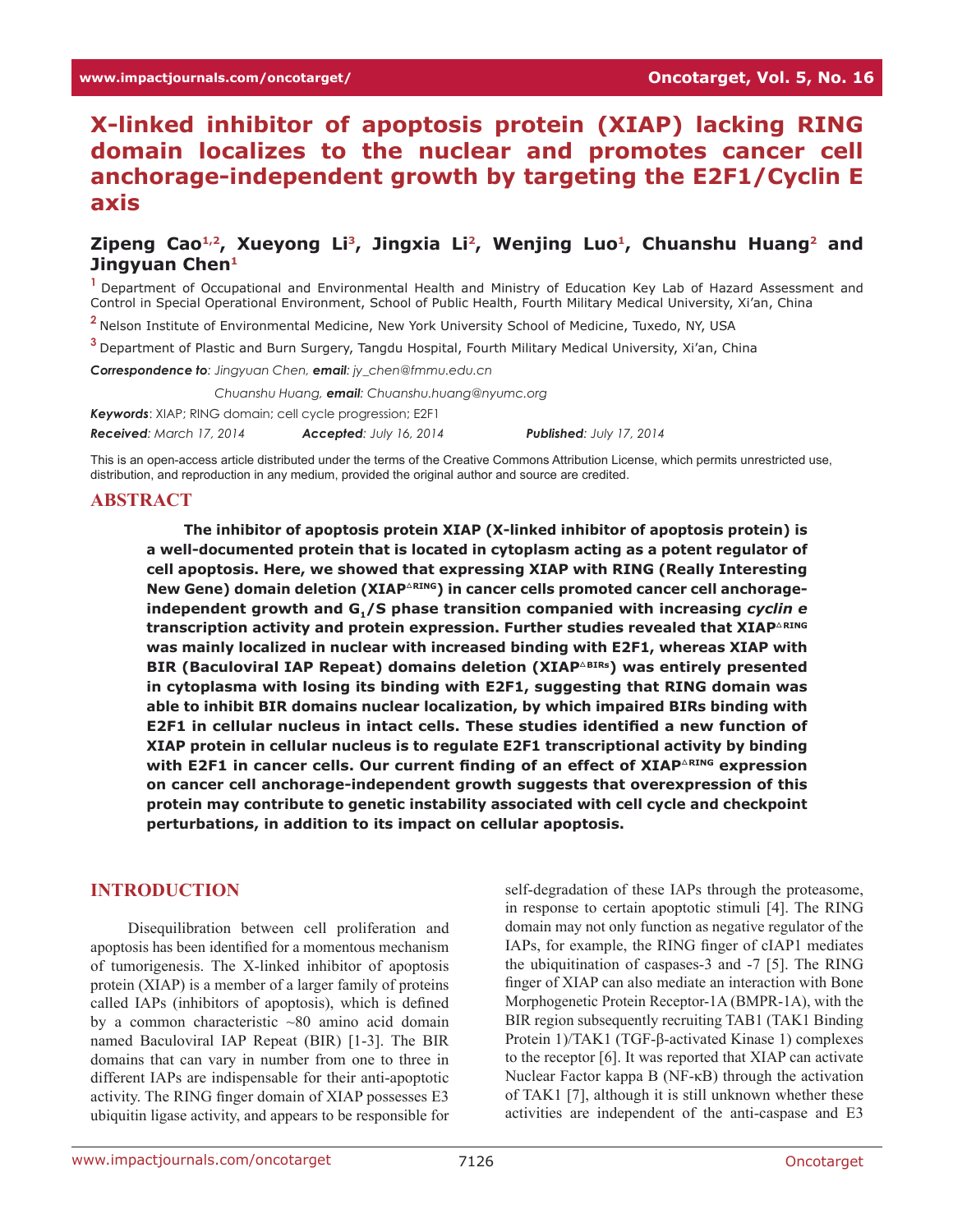# X-linked inhibitor of apoptosis protein (XIAP) lacking RING domain localizes to the nuclear and promotes cancer cell anchorage-independent growth by targeting the E2F1/Cyclin E axis

**Zipeng Cao[1,2], Xueyong Li[3], Jingxia Li[2], Wenjing Luo[1], Chuanshu Huang[2] and Jingyuan Chen[1]**

[1] Department of Occupational and Environmental Health and Ministry of Education Key Lab of Hazard Assessment and Control in Special Operational Environment, School of Public Health, Fourth Military Medical University, Xi'an, China

[2] Nelson Institute of Environmental Medicine, New York University School of Medicine, Tuxedo, NY, USA

[3] Department of Plastic and Burn Surgery, Tangdu Hospital, Fourth Military Medical University, Xi'an, China

***Correspondence to****: Jingyuan Chen,* ***email****: jy_chen@fmmu.edu.cn*

*Chuanshu Huang,* ***email****: Chuanshu.huang@nyumc.org*

***Keywords***: XIAP; RING domain; cell cycle progression; E2F1

***Received***: *March 17, 2014* ***Accepted***: *July 16, 2014* ***Published***: *July 17, 2014*

This is an open-access article distributed under the terms of the Creative Commons Attribution License, which permits unrestricted use, distribution, and reproduction in any medium, provided the original author and source are credited.

## ABSTRACT

**The inhibitor of apoptosis protein XIAP (X-linked inhibitor of apoptosis protein) is a well-documented protein that is located in cytoplasm acting as a potent regulator of cell apoptosis. Here, we showed that expressing XIAP with RING (Really Interesting New Gene) domain deletion (XIAP$^{\triangle RING}$) in cancer cells promoted cancer cell anchorage-independent growth and $G_1$/S phase transition companied with increasing *cyclin e* transcription activity and protein expression. Further studies revealed that XIAP$^{\triangle RING}$ was mainly localized in nuclear with increased binding with E2F1, whereas XIAP with BIR (Baculoviral IAP Repeat) domains deletion (XIAP$^{\triangle BIRs}$) was entirely presented in cytoplasma with losing its binding with E2F1, suggesting that RING domain was able to inhibit BIR domains nuclear localization, by which impaired BIRs binding with E2F1 in cellular nucleus in intact cells. These studies identified a new function of XIAP protein in cellular nucleus is to regulate E2F1 transcriptional activity by binding with E2F1 in cancer cells. Our current finding of an effect of XIAP$^{\triangle RING}$ expression on cancer cell anchorage-independent growth suggests that overexpression of this protein may contribute to genetic instability associated with cell cycle and checkpoint perturbations, in addition to its impact on cellular apoptosis.**

## INTRODUCTION

Disequilibration between cell proliferation and apoptosis has been identified for a momentous mechanism of tumorigenesis. The X-linked inhibitor of apoptosis protein (XIAP) is a member of a larger family of proteins called IAPs (inhibitors of apoptosis), which is defined by a common characteristic ~80 amino acid domain named Baculoviral IAP Repeat (BIR) [1-3]. The BIR domains that can vary in number from one to three in different IAPs are indispensable for their anti-apoptotic activity. The RING finger domain of XIAP possesses E3 ubiquitin ligase activity, and appears to be responsible for self-degradation of these IAPs through the proteasome, in response to certain apoptotic stimuli [4]. The RING domain may not only function as negative regulator of the IAPs, for example, the RING finger of cIAP1 mediates the ubiquitination of caspases-3 and -7 [5]. The RING finger of XIAP can also mediate an interaction with Bone Morphogenetic Protein Receptor-1A (BMPR-1A), with the BIR region subsequently recruiting TAB1 (TAK1 Binding Protein 1)/TAK1 (TGF-β-activated Kinase 1) complexes to the receptor [6]. It was reported that XIAP can activate Nuclear Factor kappa B (NF-κB) through the activation of TAK1 [7], although it is still unknown whether these activities are independent of the anti-caspase and E3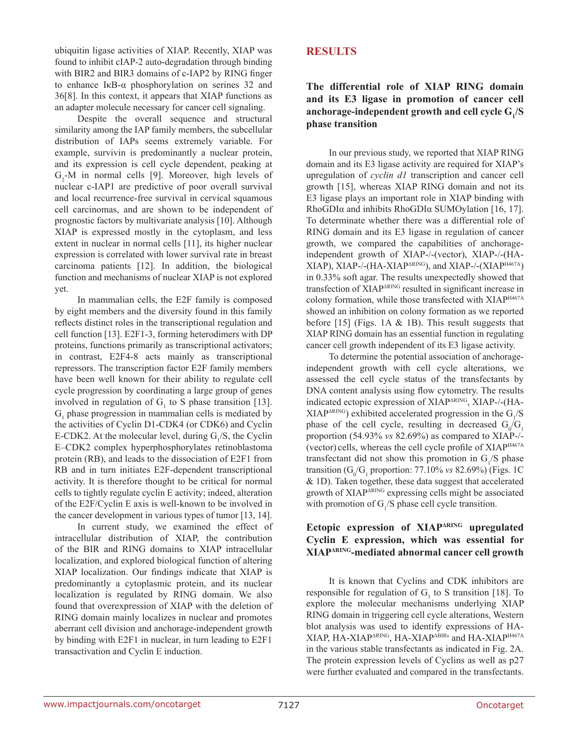ubiquitin ligase activities of XIAP. Recently, XIAP was found to inhibit cIAP-2 auto-degradation through binding with BIR2 and BIR3 domains of c-IAP2 by RING finger to enhance IκB-α phosphorylation on serines 32 and 36[8]. In this context, it appears that XIAP functions as an adapter molecule necessary for cancer cell signaling.

Despite the overall sequence and structural similarity among the IAP family members, the subcellular distribution of IAPs seems extremely variable. For example, survivin is predominantly a nuclear protein, and its expression is cell cycle dependent, peaking at $G_2$-M in normal cells [9]. Moreover, high levels of nuclear c-IAP1 are predictive of poor overall survival and local recurrence-free survival in cervical squamous cell carcinomas, and are shown to be independent of prognostic factors by multivariate analysis [10]. Although XIAP is expressed mostly in the cytoplasm, and less extent in nuclear in normal cells [11], its higher nuclear expression is correlated with lower survival rate in breast carcinoma patients [12]. In addition, the biological function and mechanisms of nuclear XIAP is not explored yet.

In mammalian cells, the E2F family is composed by eight members and the diversity found in this family reflects distinct roles in the transcriptional regulation and cell function [13]. E2F1-3, forming heterodimers with DP proteins, functions primarily as transcriptional activators; in contrast, E2F4-8 acts mainly as transcriptional repressors. The transcription factor E2F family members have been well known for their ability to regulate cell cycle progression by coordinating a large group of genes involved in regulation of $G_1$ to S phase transition [13]. $G_1$ phase progression in mammalian cells is mediated by the activities of Cyclin D1-CDK4 (or CDK6) and Cyclin E-CDK2. At the molecular level, during $G_1$/S, the Cyclin E–CDK2 complex hyperphosphorylates retinoblastoma protein (RB), and leads to the dissociation of E2F1 from RB and in turn initiates E2F-dependent transcriptional activity. It is therefore thought to be critical for normal cells to tightly regulate cyclin E activity; indeed, alteration of the E2F/Cyclin E axis is well-known to be involved in the cancer development in various types of tumor [13, 14].

In current study, we examined the effect of intracellular distribution of XIAP, the contribution of the BIR and RING domains to XIAP intracellular localization, and explored biological function of altering XIAP localization. Our findings indicate that XIAP is predominantly a cytoplasmic protein, and its nuclear localization is regulated by RING domain. We also found that overexpression of XIAP with the deletion of RING domain mainly localizes in nuclear and promotes aberrant cell division and anchorage-independent growth by binding with E2F1 in nuclear, in turn leading to E2F1 transactivation and Cyclin E induction.

## RESULTS

### The differential role of XIAP RING domain and its E3 ligase in promotion of cancer cell anchorage-independent growth and cell cycle $G_1$/S phase transition

In our previous study, we reported that XIAP RING domain and its E3 ligase activity are required for XIAP's upregulation of *cyclin d1* transcription and cancer cell growth [15], whereas XIAP RING domain and not its E3 ligase plays an important role in XIAP binding with RhoGDIα and inhibits RhoGDIα SUMOylation [16, 17]. To determinate whether there was a differential role of RING domain and its E3 ligase in regulation of cancer growth, we compared the capabilities of anchorage-independent growth of XIAP-/-(vector), XIAP-/-(HA-XIAP), XIAP-/-(HA-XIAP$^{\Delta RING}$), and XIAP-/-(XIAP$^{H467A}$) in 0.33% soft agar. The results unexpectedly showed that transfection of XIAP$^{\Delta RING}$ resulted in significant increase in colony formation, while those transfected with XIAP$^{H467A}$ showed an inhibition on colony formation as we reported before [15] (Figs. 1A & 1B). This result suggests that XIAP RING domain has an essential function in regulating cancer cell growth independent of its E3 ligase activity.

To determine the potential association of anchorage-independent growth with cell cycle alterations, we assessed the cell cycle status of the transfectants by DNA content analysis using flow cytometry. The results indicated ectopic expression of XIAP$^{\Delta RING}$, XIAP-/-(HA-XIAP$^{\Delta RING}$) exhibited accelerated progression in the $G_1$/S phase of the cell cycle, resulting in decreased $G_0$/$G_1$ proportion (54.93% *vs* 82.69%) as compared to XIAP-/-(vector) cells, whereas the cell cycle profile of XIAP$^{H467A}$ transfectant did not show this promotion in $G_1$/S phase transition ($G_0$/$G_1$ proportion: 77.10% *vs* 82.69%) (Figs. 1C & 1D). Taken together, these data suggest that accelerated growth of XIAP$^{\Delta RING}$ expressing cells might be associated with promotion of $G_1$/S phase cell cycle transition.

### Ectopic expression of XIAP$^{\Delta RING}$ upregulated Cyclin E expression, which was essential for XIAP$^{\Delta RING}$-mediated abnormal cancer cell growth

It is known that Cyclins and CDK inhibitors are responsible for regulation of $G_1$ to S transition [18]. To explore the molecular mechanisms underlying XIAP RING domain in triggering cell cycle alterations, Western blot analysis was used to identify expressions of HA-XIAP, HA-XIAP$^{\Delta RING}$, HA-XIAP$^{\Delta BIRs}$ and HA-XIAP$^{H467A}$ in the various stable transfectants as indicated in Fig. 2A. The protein expression levels of Cyclins as well as p27 were further evaluated and compared in the transfectants.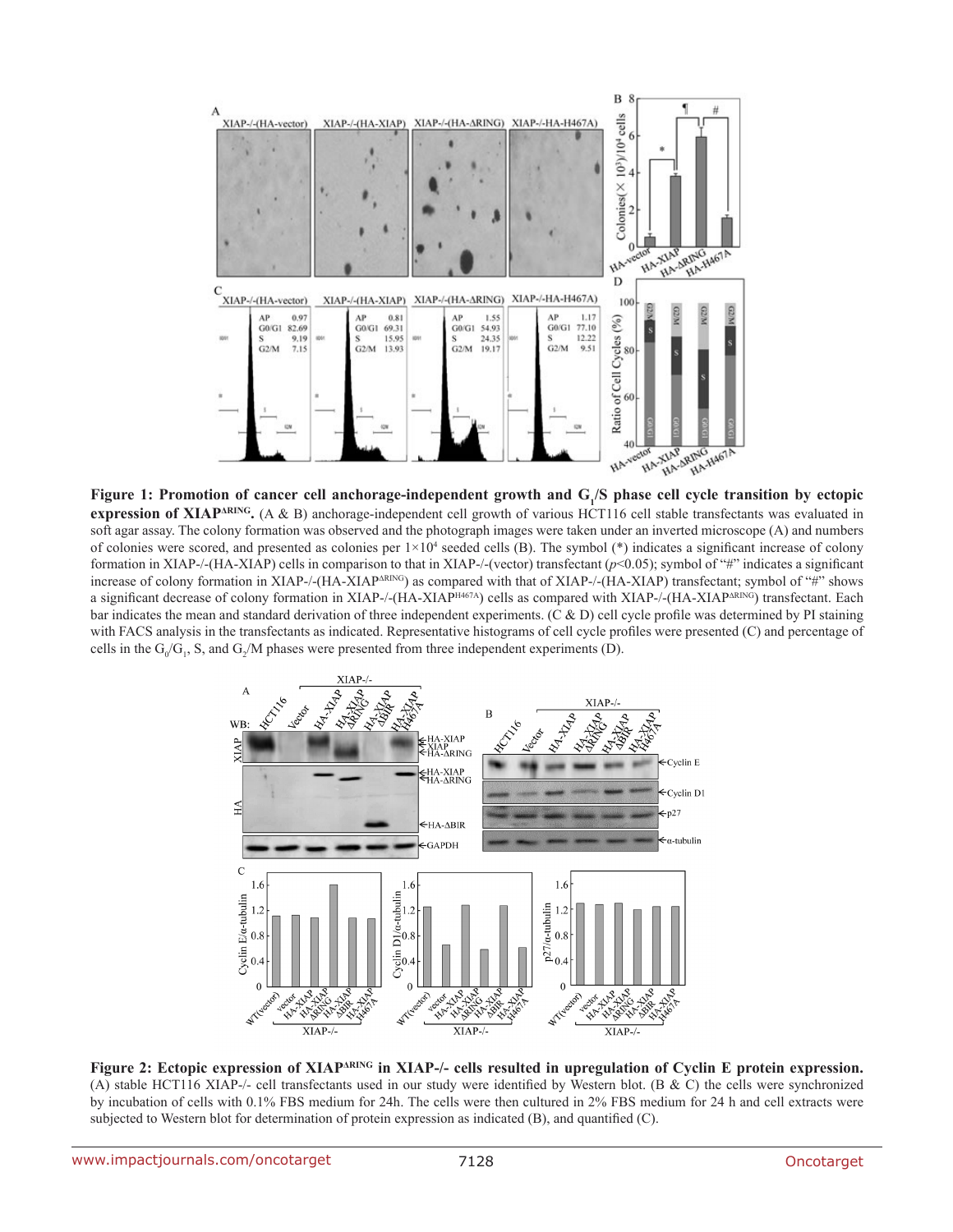**Figure 1: Promotion of cancer cell anchorage-independent growth and $G_1$/S phase cell cycle transition by ectopic expression of $XIAP^{\Delta RING}$.** (A & B) anchorage-independent cell growth of various HCT116 cell stable transfectants was evaluated in soft agar assay. The colony formation was observed and the photograph images were taken under an inverted microscope (A) and numbers of colonies were scored, and presented as colonies per $1 \times 10^4$ seeded cells (B). The symbol (*) indicates a significant increase of colony formation in XIAP-/-(HA-XIAP) cells in comparison to that in XIAP-/-(vector) transfectant ($p<0.05$); symbol of "#" indicates a significant increase of colony formation in XIAP-/-(HA-$XIAP^{\Delta RING}$) as compared with that of XIAP-/-(HA-XIAP) transfectant; symbol of "#" shows a significant decrease of colony formation in XIAP-/-(HA-$XIAP^{H467A}$) cells as compared with XIAP-/-(HA-$XIAP^{\Delta RING}$) transfectant. Each bar indicates the mean and standard derivation of three independent experiments. (C & D) cell cycle profile was determined by PI staining with FACS analysis in the transfectants as indicated. Representative histograms of cell cycle profiles were presented (C) and percentage of cells in the $G_0/G_1$, S, and $G_2$/M phases were presented from three independent experiments (D).

**Figure 2: Ectopic expression of $XIAP^{\Delta RING}$ in XIAP-/- cells resulted in upregulation of Cyclin E protein expression.** (A) stable HCT116 XIAP-/- cell transfectants used in our study were identified by Western blot. (B & C) the cells were synchronized by incubation of cells with 0.1% FBS medium for 24h. The cells were then cultured in 2% FBS medium for 24 h and cell extracts were subjected to Western blot for determination of protein expression as indicated (B), and quantified (C).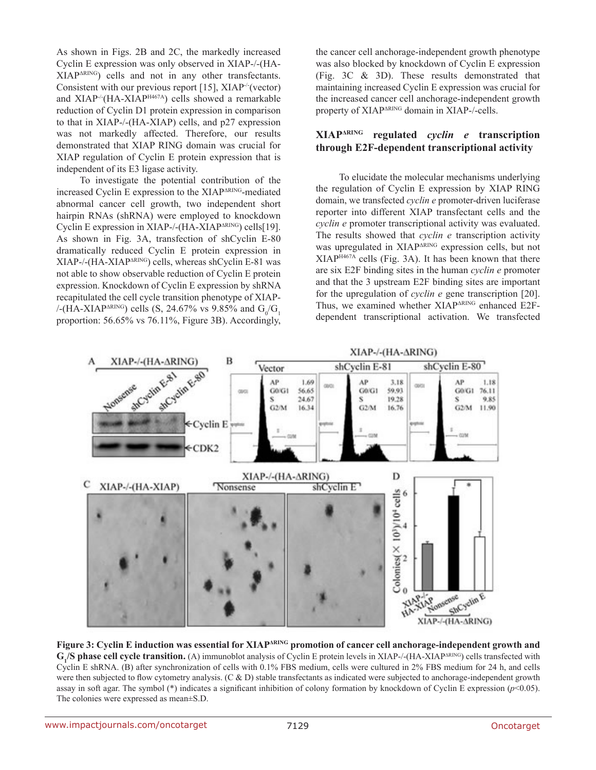As shown in Figs. 2B and 2C, the markedly increased Cyclin E expression was only observed in XIAP-/-(HA-XIAP$^{\Delta RING}$) cells and not in any other transfectants. Consistent with our previous report [15], XIAP$^{-/-}$(vector) and XIAP$^{-/-}$(HA-XIAP$^{H467A}$) cells showed a remarkable reduction of Cyclin D1 protein expression in comparison to that in XIAP-/-(HA-XIAP) cells, and p27 expression was not markedly affected. Therefore, our results demonstrated that XIAP RING domain was crucial for XIAP regulation of Cyclin E protein expression that is independent of its E3 ligase activity.

To investigate the potential contribution of the increased Cyclin E expression to the XIAP$^{\Delta RING}$-mediated abnormal cancer cell growth, two independent short hairpin RNAs (shRNA) were employed to knockdown Cyclin E expression in XIAP-/-(HA-XIAP$^{\Delta RING}$) cells[19]. As shown in Fig. 3A, transfection of shCyclin E-80 dramatically reduced Cyclin E protein expression in XIAP-/-(HA-XIAP$^{\Delta RING}$) cells, whereas shCyclin E-81 was not able to show observable reduction of Cyclin E protein expression. Knockdown of Cyclin E expression by shRNA recapitulated the cell cycle transition phenotype of XIAP-/-(HA-XIAP$^{\Delta RING}$) cells (S, 24.67% vs 9.85% and $G_0/G_1$ proportion: 56.65% vs 76.11%, Figure 3B). Accordingly, the cancer cell anchorage-independent growth phenotype was also blocked by knockdown of Cyclin E expression (Fig. 3C & 3D). These results demonstrated that maintaining increased Cyclin E expression was crucial for the increased cancer cell anchorage-independent growth property of XIAP$^{\Delta RING}$ domain in XIAP-/-cells.

## XIAP$^{\Delta RING}$ regulated *cyclin e* transcription through E2F-dependent transcriptional activity

To elucidate the molecular mechanisms underlying the regulation of Cyclin E expression by XIAP RING domain, we transfected *cyclin e* promoter-driven luciferase reporter into different XIAP transfectant cells and the *cyclin e* promoter transcriptional activity was evaluated. The results showed that *cyclin e* transcription activity was upregulated in XIAP$^{\Delta RING}$ expression cells, but not XIAP$^{H467A}$ cells (Fig. 3A). It has been known that there are six E2F binding sites in the human *cyclin e* promoter and that the 3 upstream E2F binding sites are important for the upregulation of *cyclin e* gene transcription [20]. Thus, we examined whether XIAP$^{\Delta RING}$ enhanced E2F-dependent transcriptional activation. We transfected

**Figure 3: Cyclin E induction was essential for XIAP$^{\Delta RING}$ promotion of cancer cell anchorage-independent growth and $G_1$/S phase cell cycle transition.** (A) immunoblot analysis of Cyclin E protein levels in XIAP-/-(HA-XIAP$^{\Delta RING}$) cells transfected with Cyclin E shRNA. (B) after synchronization of cells with 0.1% FBS medium, cells were cultured in 2% FBS medium for 24 h, and cells were then subjected to flow cytometry analysis. (C & D) stable transfectants as indicated were subjected to anchorage-independent growth assay in soft agar. The symbol (*) indicates a significant inhibition of colony formation by knockdown of Cyclin E expression ($p$<0.05). The colonies were expressed as mean±S.D.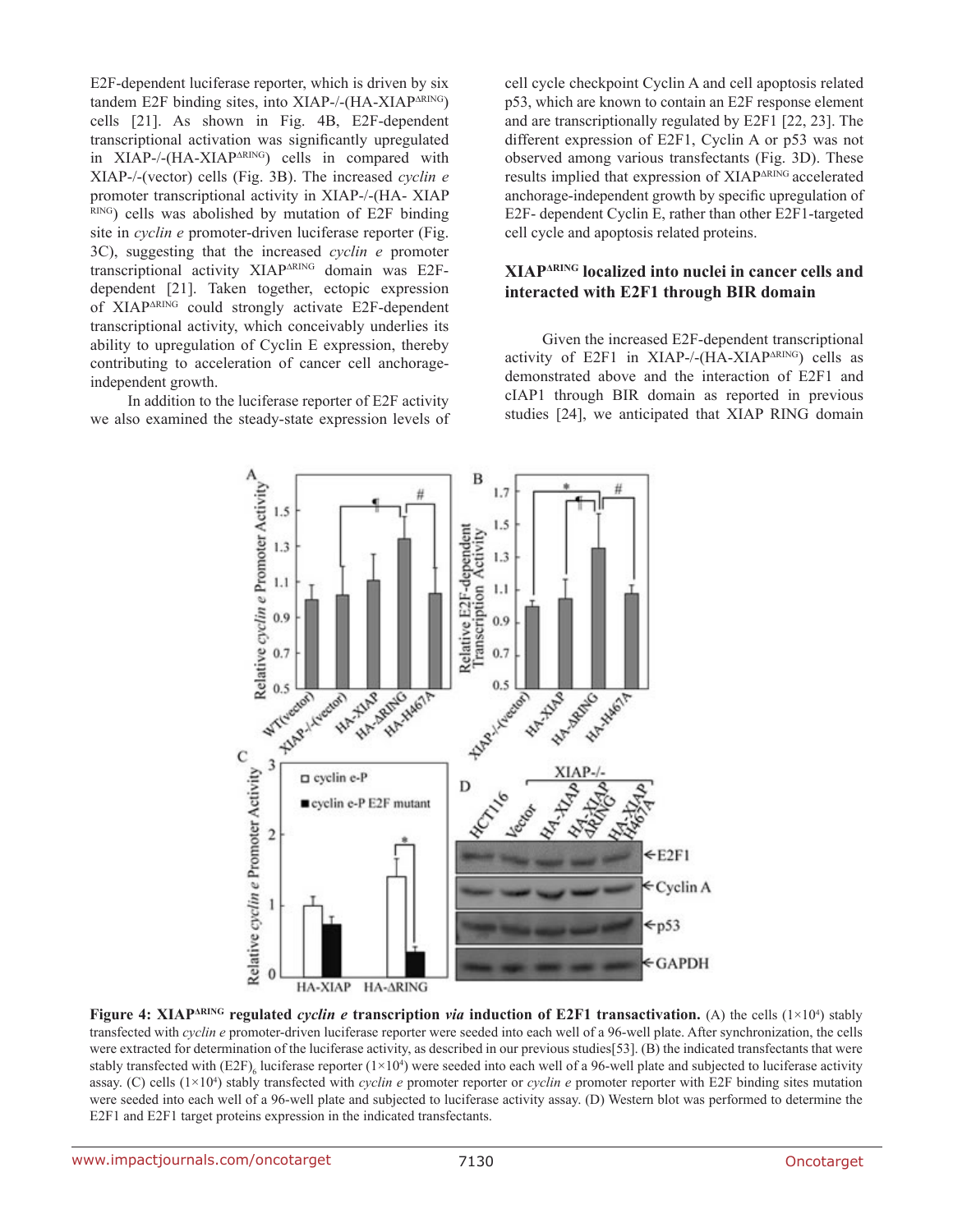E2F-dependent luciferase reporter, which is driven by six tandem E2F binding sites, into XIAP-/-(HA-XIAP$^{\Delta RING}$) cells [21]. As shown in Fig. 4B, E2F-dependent transcriptional activation was significantly upregulated in XIAP-/-(HA-XIAP$^{\Delta RING}$) cells in compared with XIAP-/-(vector) cells (Fig. 3B). The increased *cyclin e* promoter transcriptional activity in XIAP-/-(HA- XIAP $^{RING}$) cells was abolished by mutation of E2F binding site in *cyclin e* promoter-driven luciferase reporter (Fig. 3C), suggesting that the increased *cyclin e* promoter transcriptional activity XIAP$^{\Delta RING}$ domain was E2F-dependent [21]. Taken together, ectopic expression of XIAP$^{\Delta RING}$ could strongly activate E2F-dependent transcriptional activity, which conceivably underlies its ability to upregulation of Cyclin E expression, thereby contributing to acceleration of cancer cell anchorage-independent growth.

In addition to the luciferase reporter of E2F activity we also examined the steady-state expression levels of cell cycle checkpoint Cyclin A and cell apoptosis related p53, which are known to contain an E2F response element and are transcriptionally regulated by E2F1 [22, 23]. The different expression of E2F1, Cyclin A or p53 was not observed among various transfectants (Fig. 3D). These results implied that expression of XIAP$^{\Delta RING}$ accelerated anchorage-independent growth by specific upregulation of E2F- dependent Cyclin E, rather than other E2F1-targeted cell cycle and apoptosis related proteins.

### XIAP$^{\Delta RING}$ localized into nuclei in cancer cells and interacted with E2F1 through BIR domain

Given the increased E2F-dependent transcriptional activity of E2F1 in XIAP-/-(HA-XIAP$^{\Delta RING}$) cells as demonstrated above and the interaction of E2F1 and cIAP1 through BIR domain as reported in previous studies [24], we anticipated that XIAP RING domain

**Figure 4: XIAP$^{\Delta RING}$ regulated *cyclin e* transcription *via* induction of E2F1 transactivation.** (A) the cells ($1\times10^4$) stably transfected with *cyclin e* promoter-driven luciferase reporter were seeded into each well of a 96-well plate. After synchronization, the cells were extracted for determination of the luciferase activity, as described in our previous studies[53]. (B) the indicated transfectants that were stably transfected with $(E2F)_6$ luciferase reporter ($1\times10^4$) were seeded into each well of a 96-well plate and subjected to luciferase activity assay. (C) cells ($1\times10^4$) stably transfected with *cyclin e* promoter reporter or *cyclin e* promoter reporter with E2F binding sites mutation were seeded into each well of a 96-well plate and subjected to luciferase activity assay. (D) Western blot was performed to determine the E2F1 and E2F1 target proteins expression in the indicated transfectants.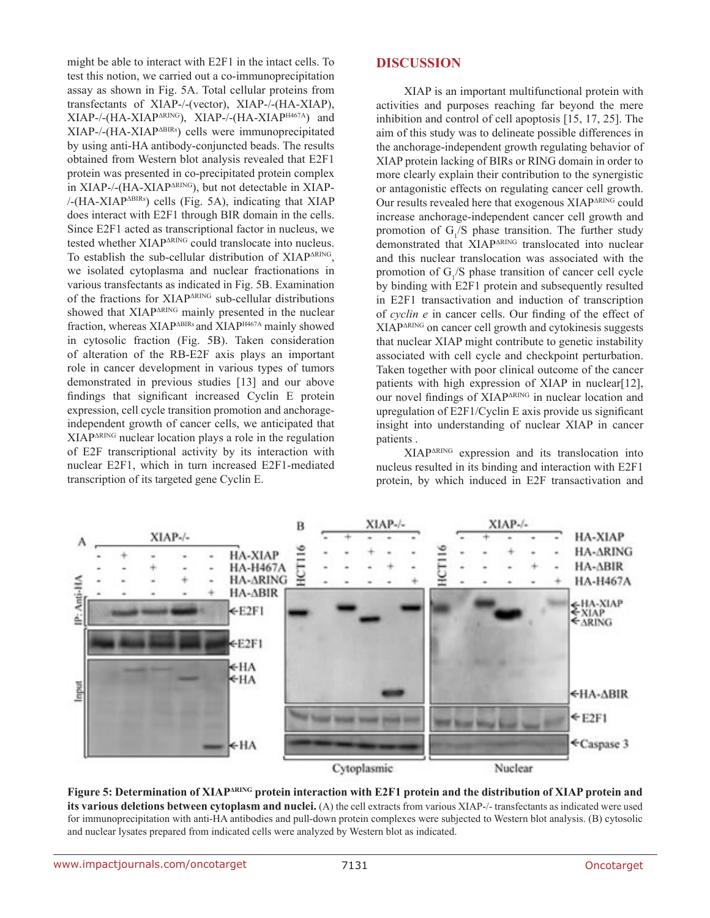might be able to interact with E2F1 in the intact cells. To test this notion, we carried out a co-immunoprecipitation assay as shown in Fig. 5A. Total cellular proteins from transfectants of XIAP-/-(vector), XIAP-/-(HA-XIAP), XIAP-/-(HA-XIAP$^{\Delta RING}$), XIAP-/-(HA-XIAP$^{H467A}$) and XIAP-/-(HA-XIAP$^{\Delta BIRs}$) cells were immunoprecipitated by using anti-HA antibody-conjuncted beads. The results obtained from Western blot analysis revealed that E2F1 protein was presented in co-precipitated protein complex in XIAP-/-(HA-XIAP$^{\Delta RING}$), but not detectable in XIAP-/-(HA-XIAP$^{\Delta BIRs}$) cells (Fig. 5A), indicating that XIAP does interact with E2F1 through BIR domain in the cells. Since E2F1 acted as transcriptional factor in nucleus, we tested whether XIAP$^{\Delta RING}$ could translocate into nucleus. To establish the sub-cellular distribution of XIAP$^{\Delta RING}$, we isolated cytoplasma and nuclear fractionations in various transfectants as indicated in Fig. 5B. Examination of the fractions for XIAP$^{\Delta RING}$ sub-cellular distributions showed that XIAP$^{\Delta RING}$ mainly presented in the nuclear fraction, whereas XIAP$^{\Delta BIRs}$ and XIAP$^{H467A}$ mainly showed in cytosolic fraction (Fig. 5B). Taken consideration of alteration of the RB-E2F axis plays an important role in cancer development in various types of tumors demonstrated in previous studies [13] and our above findings that significant increased Cyclin E protein expression, cell cycle transition promotion and anchorage-independent growth of cancer cells, we anticipated that XIAP$^{\Delta RING}$ nuclear location plays a role in the regulation of E2F transcriptional activity by its interaction with nuclear E2F1, which in turn increased E2F1-mediated transcription of its targeted gene Cyclin E.

## DISCUSSION

XIAP is an important multifunctional protein with activities and purposes reaching far beyond the mere inhibition and control of cell apoptosis [15, 17, 25]. The aim of this study was to delineate possible differences in the anchorage-independent growth regulating behavior of XIAP protein lacking of BIRs or RING domain in order to more clearly explain their contribution to the synergistic or antagonistic effects on regulating cancer cell growth. Our results revealed here that exogenous XIAP$^{\Delta RING}$ could increase anchorage-independent cancer cell growth and promotion of $G_1$/S phase transition. The further study demonstrated that XIAP$^{\Delta RING}$ translocated into nuclear and this nuclear translocation was associated with the promotion of $G_1$/S phase transition of cancer cell cycle by binding with E2F1 protein and subsequently resulted in E2F1 transactivation and induction of transcription of *cyclin e* in cancer cells. Our finding of the effect of XIAP$^{\Delta RING}$ on cancer cell growth and cytokinesis suggests that nuclear XIAP might contribute to genetic instability associated with cell cycle and checkpoint perturbation. Taken together with poor clinical outcome of the cancer patients with high expression of XIAP in nuclear[12], our novel findings of XIAP$^{\Delta RING}$ in nuclear location and upregulation of E2F1/Cyclin E axis provide us significant insight into understanding of nuclear XIAP in cancer patients .

XIAP$^{\Delta RING}$ expression and its translocation into nucleus resulted in its binding and interaction with E2F1 protein, by which induced in E2F transactivation and

**Figure 5: Determination of XIAP$^{\Delta RING}$ protein interaction with E2F1 protein and the distribution of XIAP protein and its various deletions between cytoplasm and nuclei.** (A) the cell extracts from various XIAP-/- transfectants as indicated were used for immunoprecipitation with anti-HA antibodies and pull-down protein complexes were subjected to Western blot analysis. (B) cytosolic and nuclear lysates prepared from indicated cells were analyzed by Western blot as indicated.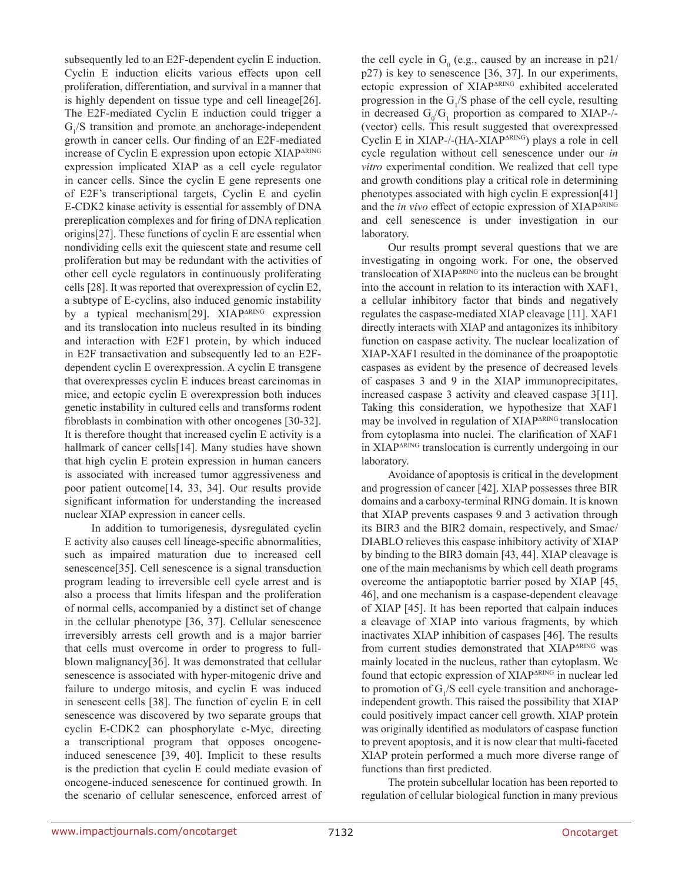subsequently led to an E2F-dependent cyclin E induction. Cyclin E induction elicits various effects upon cell proliferation, differentiation, and survival in a manner that is highly dependent on tissue type and cell lineage[26]. The E2F-mediated Cyclin E induction could trigger a $G_1$/S transition and promote an anchorage-independent growth in cancer cells. Our finding of an E2F-mediated increase of Cyclin E expression upon ectopic XIAP$^{\Delta RING}$ expression implicated XIAP as a cell cycle regulator in cancer cells. Since the cyclin E gene represents one of E2F's transcriptional targets, Cyclin E and cyclin E-CDK2 kinase activity is essential for assembly of DNA prereplication complexes and for firing of DNA replication origins[27]. These functions of cyclin E are essential when nondividing cells exit the quiescent state and resume cell proliferation but may be redundant with the activities of other cell cycle regulators in continuously proliferating cells [28]. It was reported that overexpression of cyclin E2, a subtype of E-cyclins, also induced genomic instability by a typical mechanism[29]. XIAP$^{\Delta RING}$ expression and its translocation into nucleus resulted in its binding and interaction with E2F1 protein, by which induced in E2F transactivation and subsequently led to an E2F-dependent cyclin E overexpression. A cyclin E transgene that overexpresses cyclin E induces breast carcinomas in mice, and ectopic cyclin E overexpression both induces genetic instability in cultured cells and transforms rodent fibroblasts in combination with other oncogenes [30-32]. It is therefore thought that increased cyclin E activity is a hallmark of cancer cells[14]. Many studies have shown that high cyclin E protein expression in human cancers is associated with increased tumor aggressiveness and poor patient outcome[14, 33, 34]. Our results provide significant information for understanding the increased nuclear XIAP expression in cancer cells.

In addition to tumorigenesis, dysregulated cyclin E activity also causes cell lineage-specific abnormalities, such as impaired maturation due to increased cell senescence[35]. Cell senescence is a signal transduction program leading to irreversible cell cycle arrest and is also a process that limits lifespan and the proliferation of normal cells, accompanied by a distinct set of change in the cellular phenotype [36, 37]. Cellular senescence irreversibly arrests cell growth and is a major barrier that cells must overcome in order to progress to full-blown malignancy[36]. It was demonstrated that cellular senescence is associated with hyper-mitogenic drive and failure to undergo mitosis, and cyclin E was induced in senescent cells [38]. The function of cyclin E in cell senescence was discovered by two separate groups that cyclin E-CDK2 can phosphorylate c-Myc, directing a transcriptional program that opposes oncogene-induced senescence [39, 40]. Implicit to these results is the prediction that cyclin E could mediate evasion of oncogene-induced senescence for continued growth. In the scenario of cellular senescence, enforced arrest of the cell cycle in $G_0$ (e.g., caused by an increase in p21/p27) is key to senescence [36, 37]. In our experiments, ectopic expression of XIAP$^{\Delta RING}$ exhibited accelerated progression in the $G_1$/S phase of the cell cycle, resulting in decreased $G_0$/$G_1$ proportion as compared to XIAP-/-(vector) cells. This result suggested that overexpressed Cyclin E in XIAP-/-(HA-XIAP$^{\Delta RING}$) plays a role in cell cycle regulation without cell senescence under our *in vitro* experimental condition. We realized that cell type and growth conditions play a critical role in determining phenotypes associated with high cyclin E expression[41] and the *in vivo* effect of ectopic expression of XIAP$^{\Delta RING}$ and cell senescence is under investigation in our laboratory.

Our results prompt several questions that we are investigating in ongoing work. For one, the observed translocation of XIAP$^{\Delta RING}$ into the nucleus can be brought into the account in relation to its interaction with XAF1, a cellular inhibitory factor that binds and negatively regulates the caspase-mediated XIAP cleavage [11]. XAF1 directly interacts with XIAP and antagonizes its inhibitory function on caspase activity. The nuclear localization of XIAP-XAF1 resulted in the dominance of the proapoptotic caspases as evident by the presence of decreased levels of caspases 3 and 9 in the XIAP immunoprecipitates, increased caspase 3 activity and cleaved caspase 3[11]. Taking this consideration, we hypothesize that XAF1 may be involved in regulation of XIAP$^{\Delta RING}$ translocation from cytoplasma into nuclei. The clarification of XAF1 in XIAP$^{\Delta RING}$ translocation is currently undergoing in our laboratory.

Avoidance of apoptosis is critical in the development and progression of cancer [42]. XIAP possesses three BIR domains and a carboxy-terminal RING domain. It is known that XIAP prevents caspases 9 and 3 activation through its BIR3 and the BIR2 domain, respectively, and Smac/DIABLO relieves this caspase inhibitory activity of XIAP by binding to the BIR3 domain [43, 44]. XIAP cleavage is one of the main mechanisms by which cell death programs overcome the antiapoptotic barrier posed by XIAP [45, 46], and one mechanism is a caspase-dependent cleavage of XIAP [45]. It has been reported that calpain induces a cleavage of XIAP into various fragments, by which inactivates XIAP inhibition of caspases [46]. The results from current studies demonstrated that XIAP$^{\Delta RING}$ was mainly located in the nucleus, rather than cytoplasm. We found that ectopic expression of XIAP$^{\Delta RING}$ in nuclear led to promotion of $G_1$/S cell cycle transition and anchorage-independent growth. This raised the possibility that XIAP could positively impact cancer cell growth. XIAP protein was originally identified as modulators of caspase function to prevent apoptosis, and it is now clear that multi-faceted XIAP protein performed a much more diverse range of functions than first predicted.

The protein subcellular location has been reported to regulation of cellular biological function in many previous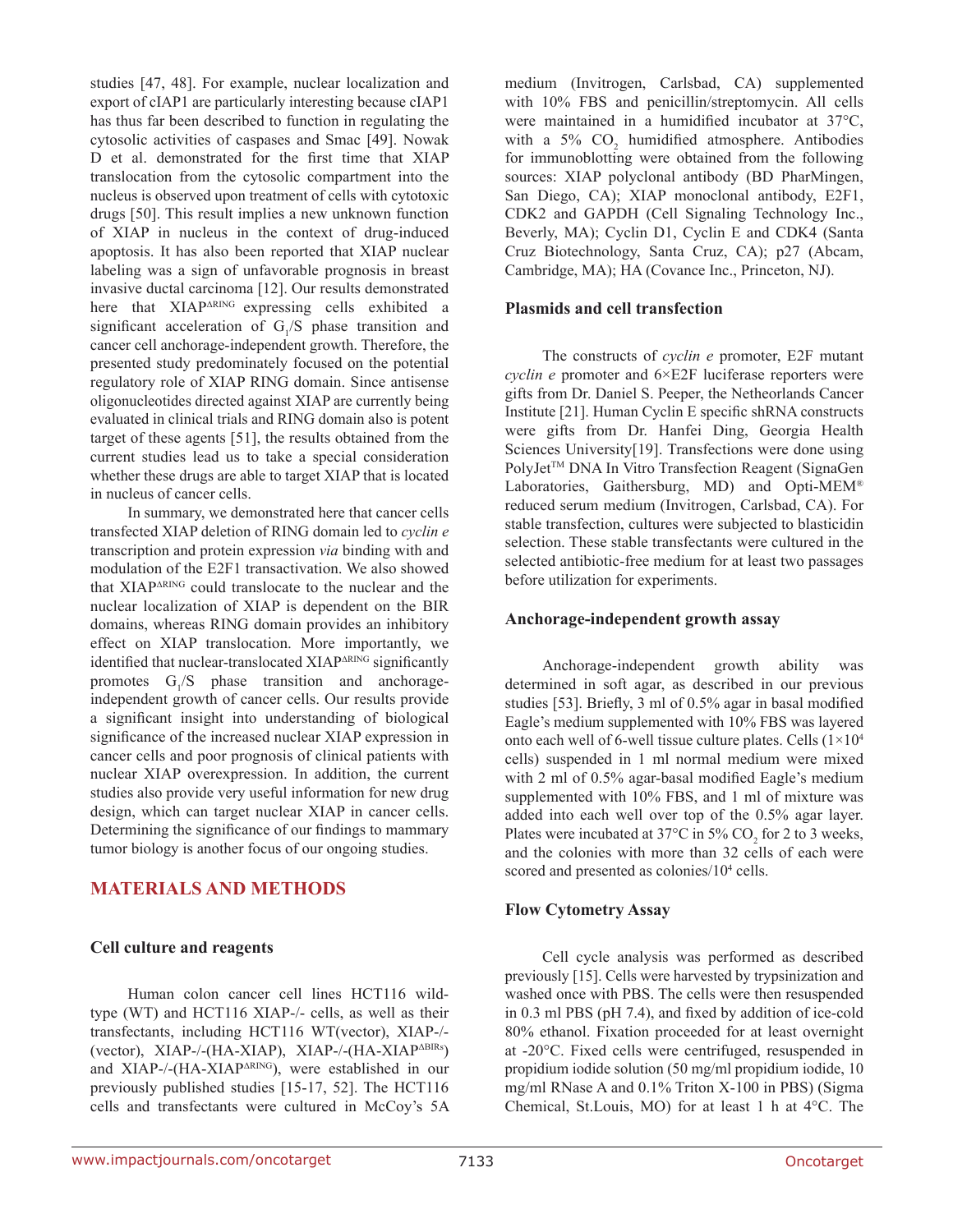studies [47, 48]. For example, nuclear localization and export of cIAP1 are particularly interesting because cIAP1 has thus far been described to function in regulating the cytosolic activities of caspases and Smac [49]. Nowak D et al. demonstrated for the first time that XIAP translocation from the cytosolic compartment into the nucleus is observed upon treatment of cells with cytotoxic drugs [50]. This result implies a new unknown function of XIAP in nucleus in the context of drug-induced apoptosis. It has also been reported that XIAP nuclear labeling was a sign of unfavorable prognosis in breast invasive ductal carcinoma [12]. Our results demonstrated here that XIAP$^{\Delta RING}$ expressing cells exhibited a significant acceleration of $G_1$/S phase transition and cancer cell anchorage-independent growth. Therefore, the presented study predominately focused on the potential regulatory role of XIAP RING domain. Since antisense oligonucleotides directed against XIAP are currently being evaluated in clinical trials and RING domain also is potent target of these agents [51], the results obtained from the current studies lead us to take a special consideration whether these drugs are able to target XIAP that is located in nucleus of cancer cells.

In summary, we demonstrated here that cancer cells transfected XIAP deletion of RING domain led to *cyclin e* transcription and protein expression *via* binding with and modulation of the E2F1 transactivation. We also showed that XIAP$^{\Delta RING}$ could translocate to the nuclear and the nuclear localization of XIAP is dependent on the BIR domains, whereas RING domain provides an inhibitory effect on XIAP translocation. More importantly, we identified that nuclear-translocated XIAP$^{\Delta RING}$ significantly promotes $G_1$/S phase transition and anchorage-independent growth of cancer cells. Our results provide a significant insight into understanding of biological significance of the increased nuclear XIAP expression in cancer cells and poor prognosis of clinical patients with nuclear XIAP overexpression. In addition, the current studies also provide very useful information for new drug design, which can target nuclear XIAP in cancer cells. Determining the significance of our findings to mammary tumor biology is another focus of our ongoing studies.

## MATERIALS AND METHODS

### Cell culture and reagents

Human colon cancer cell lines HCT116 wild-type (WT) and HCT116 XIAP-/- cells, as well as their transfectants, including HCT116 WT(vector), XIAP-/-(vector), XIAP-/-(HA-XIAP), XIAP-/-(HA-XIAP$^{\Delta BIRs}$) and XIAP-/-(HA-XIAP$^{\Delta RING}$), were established in our previously published studies [15-17, 52]. The HCT116 cells and transfectants were cultured in McCoy's 5A medium (Invitrogen, Carlsbad, CA) supplemented with 10% FBS and penicillin/streptomycin. All cells were maintained in a humidified incubator at 37°C, with a 5% $CO_2$ humidified atmosphere. Antibodies for immunoblotting were obtained from the following sources: XIAP polyclonal antibody (BD PharMingen, San Diego, CA); XIAP monoclonal antibody, E2F1, CDK2 and GAPDH (Cell Signaling Technology Inc., Beverly, MA); Cyclin D1, Cyclin E and CDK4 (Santa Cruz Biotechnology, Santa Cruz, CA); p27 (Abcam, Cambridge, MA); HA (Covance Inc., Princeton, NJ).

### Plasmids and cell transfection

The constructs of *cyclin e* promoter, E2F mutant *cyclin e* promoter and 6×E2F luciferase reporters were gifts from Dr. Daniel S. Peeper, the Netheorlands Cancer Institute [21]. Human Cyclin E specific shRNA constructs were gifts from Dr. Hanfei Ding, Georgia Health Sciences University[19]. Transfections were done using PolyJet™ DNA In Vitro Transfection Reagent (SignaGen Laboratories, Gaithersburg, MD) and Opti-MEM® reduced serum medium (Invitrogen, Carlsbad, CA). For stable transfection, cultures were subjected to blasticidin selection. These stable transfectants were cultured in the selected antibiotic-free medium for at least two passages before utilization for experiments.

### Anchorage-independent growth assay

Anchorage-independent growth ability was determined in soft agar, as described in our previous studies [53]. Briefly, 3 ml of 0.5% agar in basal modified Eagle's medium supplemented with 10% FBS was layered onto each well of 6-well tissue culture plates. Cells ($1\times10^4$ cells) suspended in 1 ml normal medium were mixed with 2 ml of 0.5% agar-basal modified Eagle's medium supplemented with 10% FBS, and 1 ml of mixture was added into each well over top of the 0.5% agar layer. Plates were incubated at 37°C in 5% $CO_2$ for 2 to 3 weeks, and the colonies with more than 32 cells of each were scored and presented as colonies/$10^4$ cells.

### Flow Cytometry Assay

Cell cycle analysis was performed as described previously [15]. Cells were harvested by trypsinization and washed once with PBS. The cells were then resuspended in 0.3 ml PBS (pH 7.4), and fixed by addition of ice-cold 80% ethanol. Fixation proceeded for at least overnight at -20°C. Fixed cells were centrifuged, resuspended in propidium iodide solution (50 mg/ml propidium iodide, 10 mg/ml RNase A and 0.1% Triton X-100 in PBS) (Sigma Chemical, St.Louis, MO) for at least 1 h at 4°C. The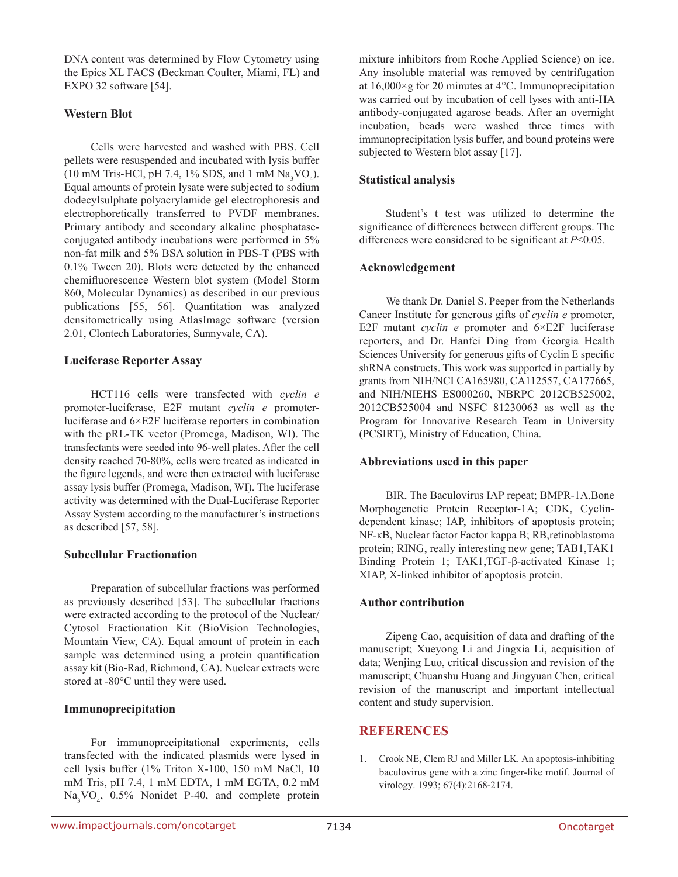DNA content was determined by Flow Cytometry using the Epics XL FACS (Beckman Coulter, Miami, FL) and EXPO 32 software [54].

### Western Blot

Cells were harvested and washed with PBS. Cell pellets were resuspended and incubated with lysis buffer (10 mM Tris-HCl, pH 7.4, 1% SDS, and 1 mM $Na_3VO_4$). Equal amounts of protein lysate were subjected to sodium dodecylsulphate polyacrylamide gel electrophoresis and electrophoretically transferred to PVDF membranes. Primary antibody and secondary alkaline phosphatase-conjugated antibody incubations were performed in 5% non-fat milk and 5% BSA solution in PBS-T (PBS with 0.1% Tween 20). Blots were detected by the enhanced chemifluorescence Western blot system (Model Storm 860, Molecular Dynamics) as described in our previous publications [55, 56]. Quantitation was analyzed densitometrically using AtlasImage software (version 2.01, Clontech Laboratories, Sunnyvale, CA).

### Luciferase Reporter Assay

HCT116 cells were transfected with *cyclin e* promoter-luciferase, E2F mutant *cyclin e* promoter-luciferase and 6×E2F luciferase reporters in combination with the pRL-TK vector (Promega, Madison, WI). The transfectants were seeded into 96-well plates. After the cell density reached 70-80%, cells were treated as indicated in the figure legends, and were then extracted with luciferase assay lysis buffer (Promega, Madison, WI). The luciferase activity was determined with the Dual-Luciferase Reporter Assay System according to the manufacturer's instructions as described [57, 58].

### Subcellular Fractionation

Preparation of subcellular fractions was performed as previously described [53]. The subcellular fractions were extracted according to the protocol of the Nuclear/Cytosol Fractionation Kit (BioVision Technologies, Mountain View, CA). Equal amount of protein in each sample was determined using a protein quantification assay kit (Bio-Rad, Richmond, CA). Nuclear extracts were stored at -80°C until they were used.

### Immunoprecipitation

For immunoprecipitational experiments, cells transfected with the indicated plasmids were lysed in cell lysis buffer (1% Triton X-100, 150 mM NaCl, 10 mM Tris, pH 7.4, 1 mM EDTA, 1 mM EGTA, 0.2 mM $Na_3VO_4$, 0.5% Nonidet P-40, and complete protein mixture inhibitors from Roche Applied Science) on ice. Any insoluble material was removed by centrifugation at 16,000×g for 20 minutes at 4°C. Immunoprecipitation was carried out by incubation of cell lyses with anti-HA antibody-conjugated agarose beads. After an overnight incubation, beads were washed three times with immunoprecipitation lysis buffer, and bound proteins were subjected to Western blot assay [17].

### Statistical analysis

Student's t test was utilized to determine the significance of differences between different groups. The differences were considered to be significant at $P<0.05$.

### Acknowledgement

We thank Dr. Daniel S. Peeper from the Netherlands Cancer Institute for generous gifts of *cyclin e* promoter, E2F mutant *cyclin e* promoter and 6×E2F luciferase reporters, and Dr. Hanfei Ding from Georgia Health Sciences University for generous gifts of Cyclin E specific shRNA constructs. This work was supported in partially by grants from NIH/NCI CA165980, CA112557, CA177665, and NIH/NIEHS ES000260, NBRPC 2012CB525002, 2012CB525004 and NSFC 81230063 as well as the Program for Innovative Research Team in University (PCSIRT), Ministry of Education, China.

### Abbreviations used in this paper

BIR, The Baculovirus IAP repeat; BMPR-1A,Bone Morphogenetic Protein Receptor-1A; CDK, Cyclin-dependent kinase; IAP, inhibitors of apoptosis protein; NF-κB, Nuclear factor Factor kappa B; RB,retinoblastoma protein; RING, really interesting new gene; TAB1,TAK1 Binding Protein 1; TAK1,TGF-β-activated Kinase 1; XIAP, X-linked inhibitor of apoptosis protein.

### Author contribution

Zipeng Cao, acquisition of data and drafting of the manuscript; Xueyong Li and Jingxia Li, acquisition of data; Wenjing Luo, critical discussion and revision of the manuscript; Chuanshu Huang and Jingyuan Chen, critical revision of the manuscript and important intellectual content and study supervision.

## REFERENCES

1. Crook NE, Clem RJ and Miller LK. An apoptosis-inhibiting baculovirus gene with a zinc finger-like motif. Journal of virology. 1993; 67(4):2168-2174.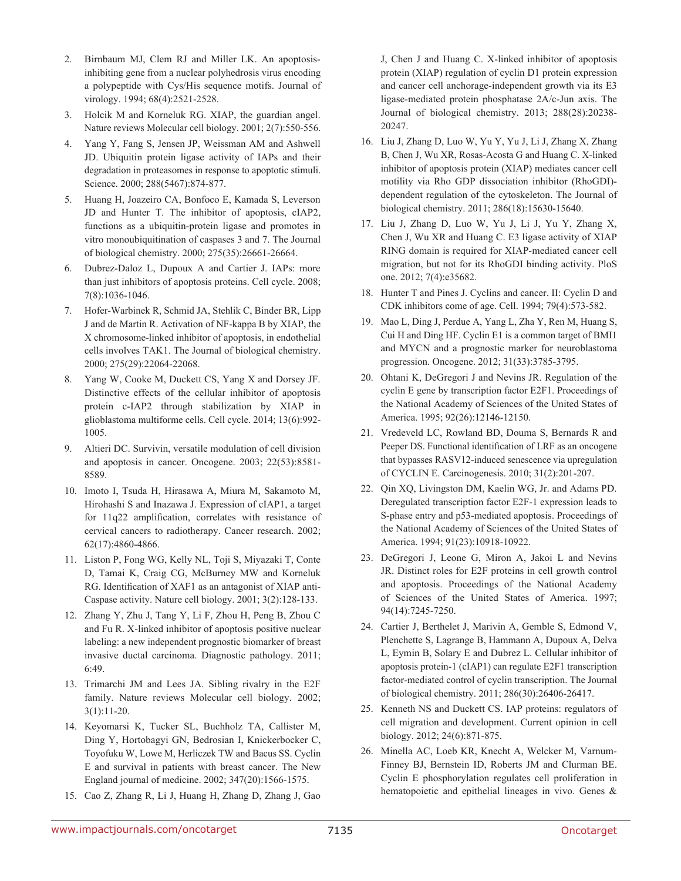2. Birnbaum MJ, Clem RJ and Miller LK. An apoptosis-inhibiting gene from a nuclear polyhedrosis virus encoding a polypeptide with Cys/His sequence motifs. Journal of virology. 1994; 68(4):2521-2528.

3. Holcik M and Korneluk RG. XIAP, the guardian angel. Nature reviews Molecular cell biology. 2001; 2(7):550-556.

4. Yang Y, Fang S, Jensen JP, Weissman AM and Ashwell JD. Ubiquitin protein ligase activity of IAPs and their degradation in proteasomes in response to apoptotic stimuli. Science. 2000; 288(5467):874-877.

5. Huang H, Joazeiro CA, Bonfoco E, Kamada S, Leverson JD and Hunter T. The inhibitor of apoptosis, cIAP2, functions as a ubiquitin-protein ligase and promotes in vitro monoubiquitination of caspases 3 and 7. The Journal of biological chemistry. 2000; 275(35):26661-26664.

6. Dubrez-Daloz L, Dupoux A and Cartier J. IAPs: more than just inhibitors of apoptosis proteins. Cell cycle. 2008; 7(8):1036-1046.

7. Hofer-Warbinek R, Schmid JA, Stehlik C, Binder BR, Lipp J and de Martin R. Activation of NF-kappa B by XIAP, the X chromosome-linked inhibitor of apoptosis, in endothelial cells involves TAK1. The Journal of biological chemistry. 2000; 275(29):22064-22068.

8. Yang W, Cooke M, Duckett CS, Yang X and Dorsey JF. Distinctive effects of the cellular inhibitor of apoptosis protein c-IAP2 through stabilization by XIAP in glioblastoma multiforme cells. Cell cycle. 2014; 13(6):992-1005.

9. Altieri DC. Survivin, versatile modulation of cell division and apoptosis in cancer. Oncogene. 2003; 22(53):8581-8589.

10. Imoto I, Tsuda H, Hirasawa A, Miura M, Sakamoto M, Hirohashi S and Inazawa J. Expression of cIAP1, a target for 11q22 amplification, correlates with resistance of cervical cancers to radiotherapy. Cancer research. 2002; 62(17):4860-4866.

11. Liston P, Fong WG, Kelly NL, Toji S, Miyazaki T, Conte D, Tamai K, Craig CG, McBurney MW and Korneluk RG. Identification of XAF1 as an antagonist of XIAP anti-Caspase activity. Nature cell biology. 2001; 3(2):128-133.

12. Zhang Y, Zhu J, Tang Y, Li F, Zhou H, Peng B, Zhou C and Fu R. X-linked inhibitor of apoptosis positive nuclear labeling: a new independent prognostic biomarker of breast invasive ductal carcinoma. Diagnostic pathology. 2011; 6:49.

13. Trimarchi JM and Lees JA. Sibling rivalry in the E2F family. Nature reviews Molecular cell biology. 2002; 3(1):11-20.

14. Keyomarsi K, Tucker SL, Buchholz TA, Callister M, Ding Y, Hortobagyi GN, Bedrosian I, Knickerbocker C, Toyofuku W, Lowe M, Herliczek TW and Bacus SS. Cyclin E and survival in patients with breast cancer. The New England journal of medicine. 2002; 347(20):1566-1575.

15. Cao Z, Zhang R, Li J, Huang H, Zhang D, Zhang J, Gao J, Chen J and Huang C. X-linked inhibitor of apoptosis protein (XIAP) regulation of cyclin D1 protein expression and cancer cell anchorage-independent growth via its E3 ligase-mediated protein phosphatase 2A/c-Jun axis. The Journal of biological chemistry. 2013; 288(28):20238-20247.

16. Liu J, Zhang D, Luo W, Yu Y, Yu J, Li J, Zhang X, Zhang B, Chen J, Wu XR, Rosas-Acosta G and Huang C. X-linked inhibitor of apoptosis protein (XIAP) mediates cancer cell motility via Rho GDP dissociation inhibitor (RhoGDI)-dependent regulation of the cytoskeleton. The Journal of biological chemistry. 2011; 286(18):15630-15640.

17. Liu J, Zhang D, Luo W, Yu J, Li J, Yu Y, Zhang X, Chen J, Wu XR and Huang C. E3 ligase activity of XIAP RING domain is required for XIAP-mediated cancer cell migration, but not for its RhoGDI binding activity. PloS one. 2012; 7(4):e35682.

18. Hunter T and Pines J. Cyclins and cancer. II: Cyclin D and CDK inhibitors come of age. Cell. 1994; 79(4):573-582.

19. Mao L, Ding J, Perdue A, Yang L, Zha Y, Ren M, Huang S, Cui H and Ding HF. Cyclin E1 is a common target of BMI1 and MYCN and a prognostic marker for neuroblastoma progression. Oncogene. 2012; 31(33):3785-3795.

20. Ohtani K, DeGregori J and Nevins JR. Regulation of the cyclin E gene by transcription factor E2F1. Proceedings of the National Academy of Sciences of the United States of America. 1995; 92(26):12146-12150.

21. Vredeveld LC, Rowland BD, Douma S, Bernards R and Peeper DS. Functional identification of LRF as an oncogene that bypasses RASV12-induced senescence via upregulation of CYCLIN E. Carcinogenesis. 2010; 31(2):201-207.

22. Qin XQ, Livingston DM, Kaelin WG, Jr. and Adams PD. Deregulated transcription factor E2F-1 expression leads to S-phase entry and p53-mediated apoptosis. Proceedings of the National Academy of Sciences of the United States of America. 1994; 91(23):10918-10922.

23. DeGregori J, Leone G, Miron A, Jakoi L and Nevins JR. Distinct roles for E2F proteins in cell growth control and apoptosis. Proceedings of the National Academy of Sciences of the United States of America. 1997; 94(14):7245-7250.

24. Cartier J, Berthelet J, Marivin A, Gemble S, Edmond V, Plenchette S, Lagrange B, Hammann A, Dupoux A, Delva L, Eymin B, Solary E and Dubrez L. Cellular inhibitor of apoptosis protein-1 (cIAP1) can regulate E2F1 transcription factor-mediated control of cyclin transcription. The Journal of biological chemistry. 2011; 286(30):26406-26417.

25. Kenneth NS and Duckett CS. IAP proteins: regulators of cell migration and development. Current opinion in cell biology. 2012; 24(6):871-875.

26. Minella AC, Loeb KR, Knecht A, Welcker M, Varnum-Finney BJ, Bernstein ID, Roberts JM and Clurman BE. Cyclin E phosphorylation regulates cell proliferation in hematopoietic and epithelial lineages in vivo. Genes &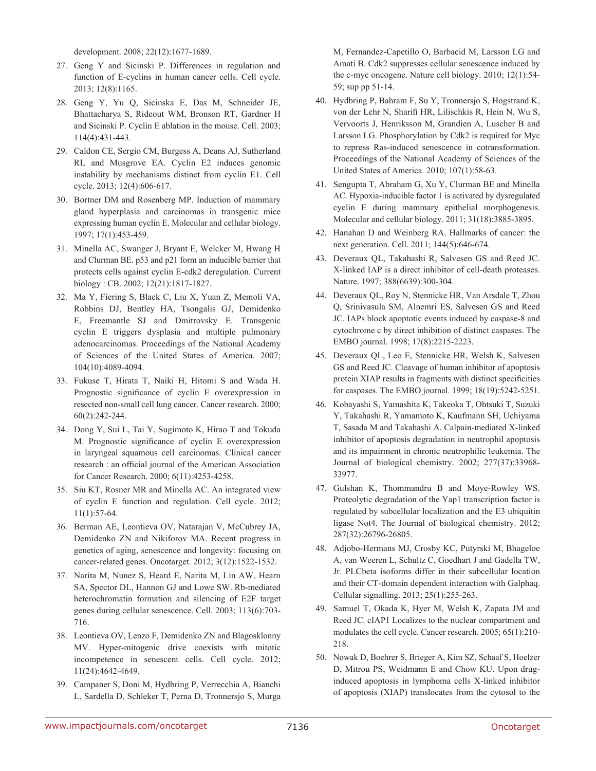development. 2008; 22(12):1677-1689.

27. Geng Y and Sicinski P. Differences in regulation and function of E-cyclins in human cancer cells. Cell cycle. 2013; 12(8):1165.

28. Geng Y, Yu Q, Sicinska E, Das M, Schneider JE, Bhattacharya S, Rideout WM, Bronson RT, Gardner H and Sicinski P. Cyclin E ablation in the mouse. Cell. 2003; 114(4):431-443.

29. Caldon CE, Sergio CM, Burgess A, Deans AJ, Sutherland RL and Musgrove EA. Cyclin E2 induces genomic instability by mechanisms distinct from cyclin E1. Cell cycle. 2013; 12(4):606-617.

30. Bortner DM and Rosenberg MP. Induction of mammary gland hyperplasia and carcinomas in transgenic mice expressing human cyclin E. Molecular and cellular biology. 1997; 17(1):453-459.

31. Minella AC, Swanger J, Bryant E, Welcker M, Hwang H and Clurman BE. p53 and p21 form an inducible barrier that protects cells against cyclin E-cdk2 deregulation. Current biology : CB. 2002; 12(21):1817-1827.

32. Ma Y, Fiering S, Black C, Liu X, Yuan Z, Memoli VA, Robbins DJ, Bentley HA, Tsongalis GJ, Demidenko E, Freemantle SJ and Dmitrovsky E. Transgenic cyclin E triggers dysplasia and multiple pulmonary adenocarcinomas. Proceedings of the National Academy of Sciences of the United States of America. 2007; 104(10):4089-4094.

33. Fukuse T, Hirata T, Naiki H, Hitomi S and Wada H. Prognostic significance of cyclin E overexpression in resected non-small cell lung cancer. Cancer research. 2000; 60(2):242-244.

34. Dong Y, Sui L, Tai Y, Sugimoto K, Hirao T and Tokuda M. Prognostic significance of cyclin E overexpression in laryngeal squamous cell carcinomas. Clinical cancer research : an official journal of the American Association for Cancer Research. 2000; 6(11):4253-4258.

35. Siu KT, Rosner MR and Minella AC. An integrated view of cyclin E function and regulation. Cell cycle. 2012; 11(1):57-64.

36. Berman AE, Leontieva OV, Natarajan V, McCubrey JA, Demidenko ZN and Nikiforov MA. Recent progress in genetics of aging, senescence and longevity: focusing on cancer-related genes. Oncotarget. 2012; 3(12):1522-1532.

37. Narita M, Nunez S, Heard E, Narita M, Lin AW, Hearn SA, Spector DL, Hannon GJ and Lowe SW. Rb-mediated heterochromatin formation and silencing of E2F target genes during cellular senescence. Cell. 2003; 113(6):703-716.

38. Leontieva OV, Lenzo F, Demidenko ZN and Blagosklonny MV. Hyper-mitogenic drive coexists with mitotic incompetence in senescent cells. Cell cycle. 2012; 11(24):4642-4649.

39. Campaner S, Doni M, Hydbring P, Verrecchia A, Bianchi L, Sardella D, Schleker T, Perna D, Tronnersjo S, Murga M, Fernandez-Capetillo O, Barbacid M, Larsson LG and Amati B. Cdk2 suppresses cellular senescence induced by the c-myc oncogene. Nature cell biology. 2010; 12(1):54-59; sup pp 51-14.

40. Hydbring P, Bahram F, Su Y, Tronnersjo S, Hogstrand K, von der Lehr N, Sharifi HR, Lilischkis R, Hein N, Wu S, Vervoorts J, Henriksson M, Grandien A, Luscher B and Larsson LG. Phosphorylation by Cdk2 is required for Myc to repress Ras-induced senescence in cotransformation. Proceedings of the National Academy of Sciences of the United States of America. 2010; 107(1):58-63.

41. Sengupta T, Abraham G, Xu Y, Clurman BE and Minella AC. Hypoxia-inducible factor 1 is activated by dysregulated cyclin E during mammary epithelial morphogenesis. Molecular and cellular biology. 2011; 31(18):3885-3895.

42. Hanahan D and Weinberg RA. Hallmarks of cancer: the next generation. Cell. 2011; 144(5):646-674.

43. Deveraux QL, Takahashi R, Salvesen GS and Reed JC. X-linked IAP is a direct inhibitor of cell-death proteases. Nature. 1997; 388(6639):300-304.

44. Deveraux QL, Roy N, Stennicke HR, Van Arsdale T, Zhou Q, Srinivasula SM, Alnemri ES, Salvesen GS and Reed JC. IAPs block apoptotic events induced by caspase-8 and cytochrome c by direct inhibition of distinct caspases. The EMBO journal. 1998; 17(8):2215-2223.

45. Deveraux QL, Leo E, Stennicke HR, Welsh K, Salvesen GS and Reed JC. Cleavage of human inhibitor of apoptosis protein XIAP results in fragments with distinct specificities for caspases. The EMBO journal. 1999; 18(19):5242-5251.

46. Kobayashi S, Yamashita K, Takeoka T, Ohtsuki T, Suzuki Y, Takahashi R, Yamamoto K, Kaufmann SH, Uchiyama T, Sasada M and Takahashi A. Calpain-mediated X-linked inhibitor of apoptosis degradation in neutrophil apoptosis and its impairment in chronic neutrophilic leukemia. The Journal of biological chemistry. 2002; 277(37):33968-33977.

47. Gulshan K, Thommandru B and Moye-Rowley WS. Proteolytic degradation of the Yap1 transcription factor is regulated by subcellular localization and the E3 ubiquitin ligase Not4. The Journal of biological chemistry. 2012; 287(32):26796-26805.

48. Adjobo-Hermans MJ, Crosby KC, Putyrski M, Bhageloe A, van Weeren L, Schultz C, Goedhart J and Gadella TW, Jr. PLCbeta isoforms differ in their subcellular location and their CT-domain dependent interaction with Galphaq. Cellular signalling. 2013; 25(1):255-263.

49. Samuel T, Okada K, Hyer M, Welsh K, Zapata JM and Reed JC. cIAP1 Localizes to the nuclear compartment and modulates the cell cycle. Cancer research. 2005; 65(1):210-218.

50. Nowak D, Boehrer S, Brieger A, Kim SZ, Schaaf S, Hoelzer D, Mitrou PS, Weidmann E and Chow KU. Upon drug-induced apoptosis in lymphoma cells X-linked inhibitor of apoptosis (XIAP) translocates from the cytosol to the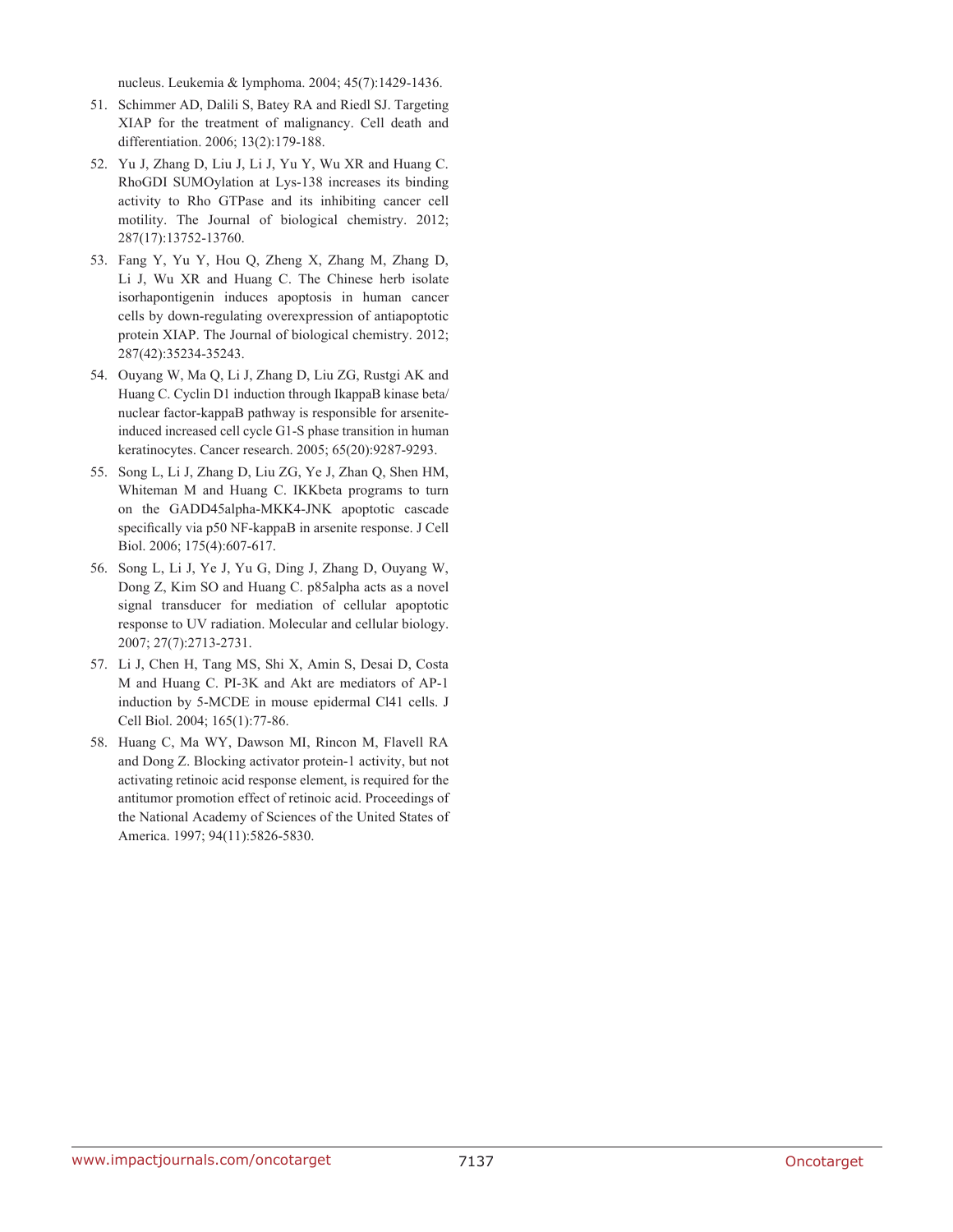nucleus. Leukemia & lymphoma. 2004; 45(7):1429-1436.

51. Schimmer AD, Dalili S, Batey RA and Riedl SJ. Targeting XIAP for the treatment of malignancy. Cell death and differentiation. 2006; 13(2):179-188.

52. Yu J, Zhang D, Liu J, Li J, Yu Y, Wu XR and Huang C. RhoGDI SUMOylation at Lys-138 increases its binding activity to Rho GTPase and its inhibiting cancer cell motility. The Journal of biological chemistry. 2012; 287(17):13752-13760.

53. Fang Y, Yu Y, Hou Q, Zheng X, Zhang M, Zhang D, Li J, Wu XR and Huang C. The Chinese herb isolate isorhapontigenin induces apoptosis in human cancer cells by down-regulating overexpression of antiapoptotic protein XIAP. The Journal of biological chemistry. 2012; 287(42):35234-35243.

54. Ouyang W, Ma Q, Li J, Zhang D, Liu ZG, Rustgi AK and Huang C. Cyclin D1 induction through IkappaB kinase beta/nuclear factor-kappaB pathway is responsible for arsenite-induced increased cell cycle G1-S phase transition in human keratinocytes. Cancer research. 2005; 65(20):9287-9293.

55. Song L, Li J, Zhang D, Liu ZG, Ye J, Zhan Q, Shen HM, Whiteman M and Huang C. IKKbeta programs to turn on the GADD45alpha-MKK4-JNK apoptotic cascade specifically via p50 NF-kappaB in arsenite response. J Cell Biol. 2006; 175(4):607-617.

56. Song L, Li J, Ye J, Yu G, Ding J, Zhang D, Ouyang W, Dong Z, Kim SO and Huang C. p85alpha acts as a novel signal transducer for mediation of cellular apoptotic response to UV radiation. Molecular and cellular biology. 2007; 27(7):2713-2731.

57. Li J, Chen H, Tang MS, Shi X, Amin S, Desai D, Costa M and Huang C. PI-3K and Akt are mediators of AP-1 induction by 5-MCDE in mouse epidermal Cl41 cells. J Cell Biol. 2004; 165(1):77-86.

58. Huang C, Ma WY, Dawson MI, Rincon M, Flavell RA and Dong Z. Blocking activator protein-1 activity, but not activating retinoic acid response element, is required for the antitumor promotion effect of retinoic acid. Proceedings of the National Academy of Sciences of the United States of America. 1997; 94(11):5826-5830.